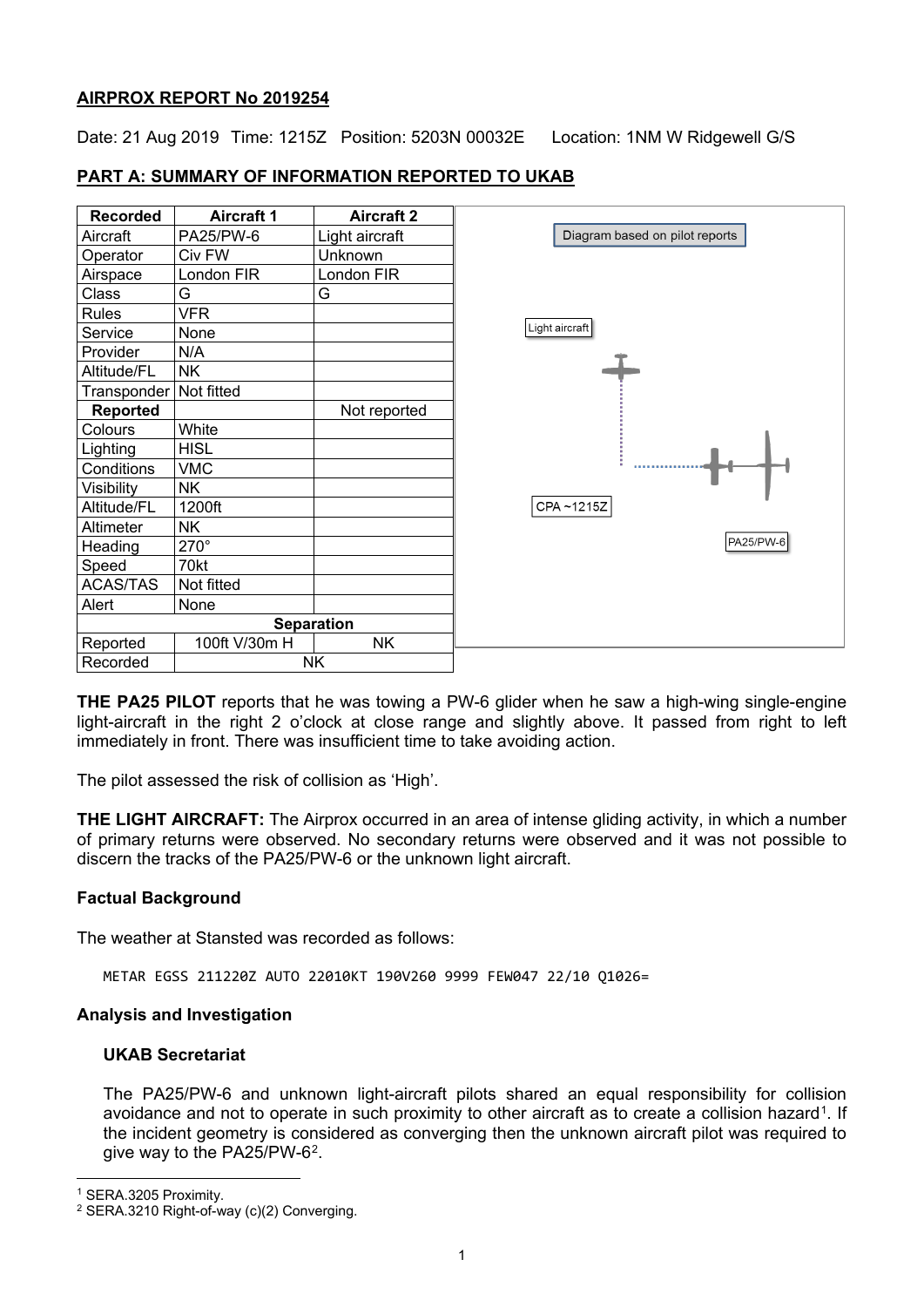## AIRPROX REPORT No 2019254

Date: 21 Aug 2019 Time: 1215Z Position: 5203N 00032E Location: 1NM W Ridgewell G/S

## PART A: SUMMARY OF INFORMATION REPORTED TO UKAB

| Recorded | Aircraft 1 | Aircraft 2 |
|---|---|---|
| Aircraft | PA25/PW-6 | Light aircraft |
| Operator | Civ FW | Unknown |
| Airspace | London FIR | London FIR |
| Class | G | G |
| Rules | VFR | |
| Service | None | |
| Provider | N/A | |
| Altitude/FL | NK | |
| Transponder | Not fitted | |
| **Reported** | | Not reported |
| Colours | White | |
| Lighting | HISL | |
| Conditions | VMC | |
| Visibility | NK | |
| Altitude/FL | 1200ft | |
| Altimeter | NK | |
| Heading | 270° | |
| Speed | 70kt | |
| ACAS/TAS | Not fitted | |
| Alert | None | |
| **Separation** | | |
| Reported | 100ft V/30m H | NK |
| Recorded | NK | |

Diagram based on pilot reports

Light aircraft

CPA ~1215Z

PA25/PW-6

**THE PA25 PILOT** reports that he was towing a PW-6 glider when he saw a high-wing single-engine light-aircraft in the right 2 o'clock at close range and slightly above. It passed from right to left immediately in front. There was insufficient time to take avoiding action.

The pilot assessed the risk of collision as 'High'.

**THE LIGHT AIRCRAFT:** The Airprox occurred in an area of intense gliding activity, in which a number of primary returns were observed. No secondary returns were observed and it was not possible to discern the tracks of the PA25/PW-6 or the unknown light aircraft.

### Factual Background

The weather at Stansted was recorded as follows:

```
METAR EGSS 211220Z AUTO 22010KT 190V260 9999 FEW047 22/10 Q1026=
```

### Analysis and Investigation

#### UKAB Secretariat

The PA25/PW-6 and unknown light-aircraft pilots shared an equal responsibility for collision avoidance and not to operate in such proximity to other aircraft as to create a collision hazard[1]. If the incident geometry is considered as converging then the unknown aircraft pilot was required to give way to the PA25/PW-6[2].

[1] SERA.3205 Proximity.

[2] SERA.3210 Right-of-way (c)(2) Converging.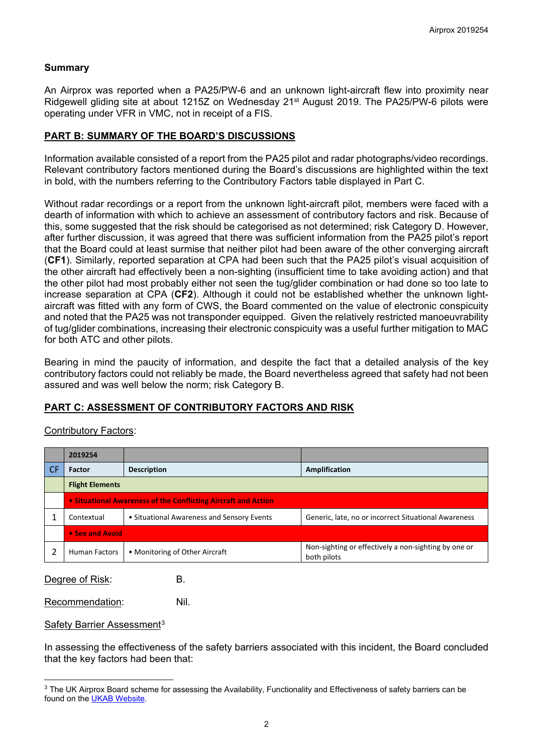## Summary

An Airprox was reported when a PA25/PW-6 and an unknown light-aircraft flew into proximity near Ridgewell gliding site at about 1215Z on Wednesday 21st August 2019. The PA25/PW-6 pilots were operating under VFR in VMC, not in receipt of a FIS.

## PART B: SUMMARY OF THE BOARD'S DISCUSSIONS

Information available consisted of a report from the PA25 pilot and radar photographs/video recordings. Relevant contributory factors mentioned during the Board's discussions are highlighted within the text in bold, with the numbers referring to the Contributory Factors table displayed in Part C.

Without radar recordings or a report from the unknown light-aircraft pilot, members were faced with a dearth of information with which to achieve an assessment of contributory factors and risk. Because of this, some suggested that the risk should be categorised as not determined; risk Category D. However, after further discussion, it was agreed that there was sufficient information from the PA25 pilot's report that the Board could at least surmise that neither pilot had been aware of the other converging aircraft (**CF1**). Similarly, reported separation at CPA had been such that the PA25 pilot's visual acquisition of the other aircraft had effectively been a non-sighting (insufficient time to take avoiding action) and that the other pilot had most probably either not seen the tug/glider combination or had done so too late to increase separation at CPA (**CF2**). Although it could not be established whether the unknown light-aircraft was fitted with any form of CWS, the Board commented on the value of electronic conspicuity and noted that the PA25 was not transponder equipped. Given the relatively restricted manoeuvrability of tug/glider combinations, increasing their electronic conspicuity was a useful further mitigation to MAC for both ATC and other pilots.

Bearing in mind the paucity of information, and despite the fact that a detailed analysis of the key contributory factors could not reliably be made, the Board nevertheless agreed that safety had not been assured and was well below the norm; risk Category B.

## PART C: ASSESSMENT OF CONTRIBUTORY FACTORS AND RISK

Contributory Factors:

| | 2019254 | | |
|---|---|---|---|
| CF | Factor | Description | Amplification |
| | **Flight Elements** | | |
| | **• Situational Awareness of the Conflicting Aircraft and Action** | | |
| 1 | Contextual | • Situational Awareness and Sensory Events | Generic, late, no or incorrect Situational Awareness |
| | **• See and Avoid** | | |
| 2 | Human Factors | • Monitoring of Other Aircraft | Non-sighting or effectively a non-sighting by one or both pilots |

Degree of Risk: B.

Recommendation: Nil.

Safety Barrier Assessment[3]

In assessing the effectiveness of the safety barriers associated with this incident, the Board concluded that the key factors had been that:

[3] The UK Airprox Board scheme for assessing the Availability, Functionality and Effectiveness of safety barriers can be found on the UKAB Website.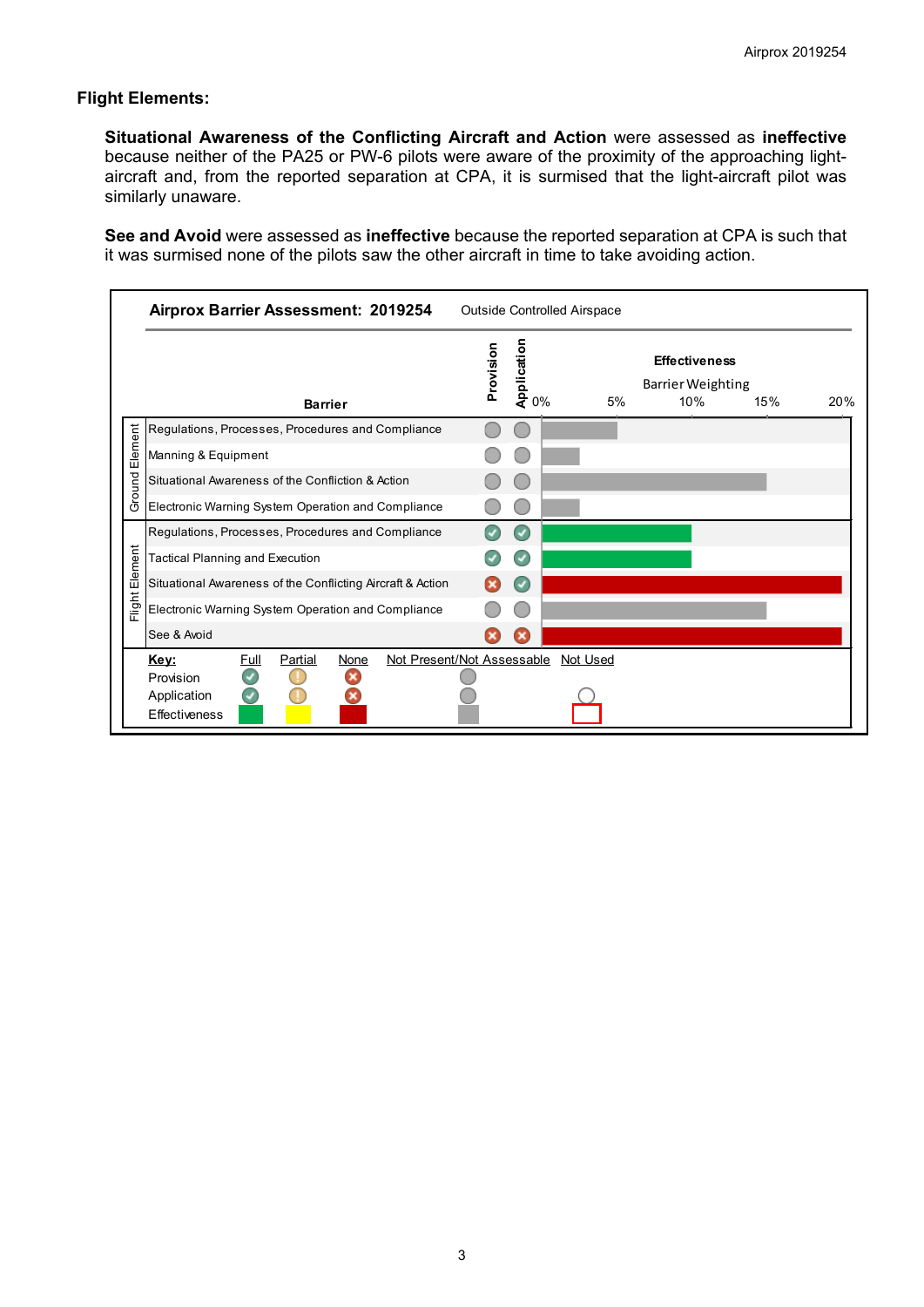**Flight Elements:**

**Situational Awareness of the Conflicting Aircraft and Action** were assessed as **ineffective** because neither of the PA25 or PW-6 pilots were aware of the proximity of the approaching light-aircraft and, from the reported separation at CPA, it is surmised that the light-aircraft pilot was similarly unaware.

**See and Avoid** were assessed as **ineffective** because the reported separation at CPA is such that it was surmised none of the pilots saw the other aircraft in time to take avoiding action.

**Airprox Barrier Assessment: 2019254** Outside Controlled Airspace

Barrier
Provision
Application
Effectiveness
Barrier Weighting
0% 5% 10% 15% 20%

Ground Element
Regulations, Processes, Procedures and Compliance
Manning & Equipment
Situational Awareness of the Confliction & Action
Electronic Warning System Operation and Compliance

Flight Element
Regulations, Processes, Procedures and Compliance
Tactical Planning and Execution
Situational Awareness of the Conflicting Aircraft & Action
Electronic Warning System Operation and Compliance
See & Avoid

Key: Full Partial None Not Present/Not Assessable Not Used
Provision
Application
Effectiveness